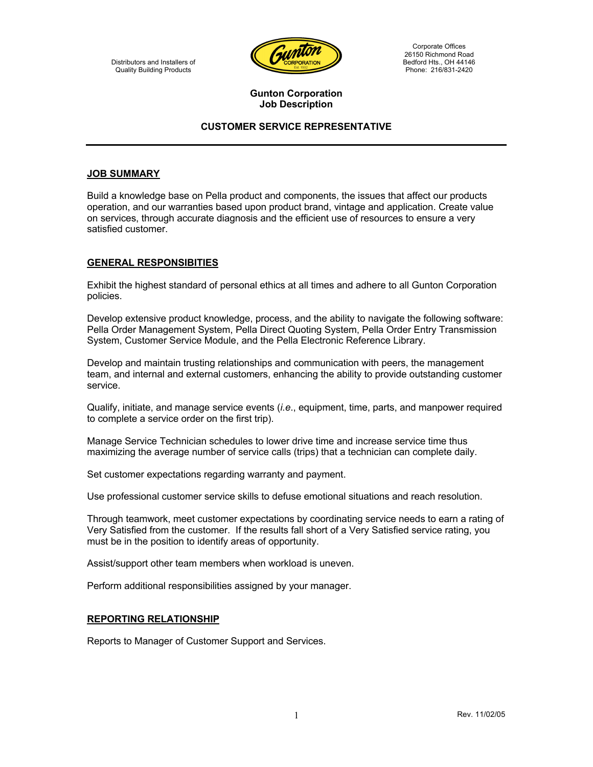Distributors and Installers of
Quality Building Products

Corporate Offices
26150 Richmond Road
Bedford Hts., OH 44146
Phone: 216/831-2420

**Gunton Corporation**
**Job Description**

## CUSTOMER SERVICE REPRESENTATIVE

---

### JOB SUMMARY

Build a knowledge base on Pella product and components, the issues that affect our products operation, and our warranties based upon product brand, vintage and application. Create value on services, through accurate diagnosis and the efficient use of resources to ensure a very satisfied customer.

### GENERAL RESPONSIBITIES

Exhibit the highest standard of personal ethics at all times and adhere to all Gunton Corporation policies.

Develop extensive product knowledge, process, and the ability to navigate the following software: Pella Order Management System, Pella Direct Quoting System, Pella Order Entry Transmission System, Customer Service Module, and the Pella Electronic Reference Library.

Develop and maintain trusting relationships and communication with peers, the management team, and internal and external customers, enhancing the ability to provide outstanding customer service.

Qualify, initiate, and manage service events (*i.e*., equipment, time, parts, and manpower required to complete a service order on the first trip).

Manage Service Technician schedules to lower drive time and increase service time thus maximizing the average number of service calls (trips) that a technician can complete daily.

Set customer expectations regarding warranty and payment.

Use professional customer service skills to defuse emotional situations and reach resolution.

Through teamwork, meet customer expectations by coordinating service needs to earn a rating of Very Satisfied from the customer. If the results fall short of a Very Satisfied service rating, you must be in the position to identify areas of opportunity.

Assist/support other team members when workload is uneven.

Perform additional responsibilities assigned by your manager.

### REPORTING RELATIONSHIP

Reports to Manager of Customer Support and Services.

Rev. 11/02/05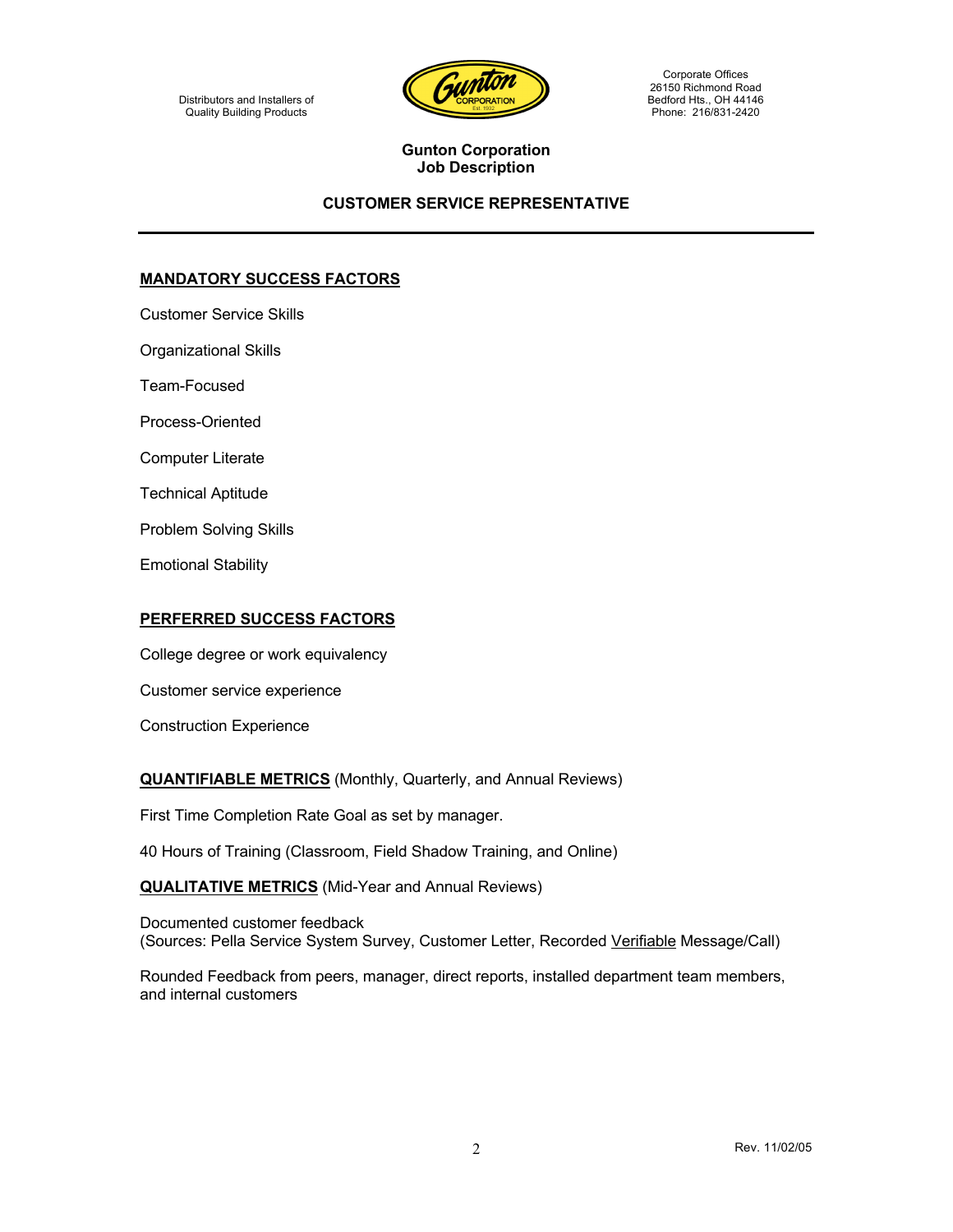Distributors and Installers of
Quality Building Products

Corporate Offices
26150 Richmond Road
Bedford Hts., OH 44146
Phone: 216/831-2420

**Gunton Corporation**
**Job Description**

**CUSTOMER SERVICE REPRESENTATIVE**

---

## MANDATORY SUCCESS FACTORS

Customer Service Skills

Organizational Skills

Team-Focused

Process-Oriented

Computer Literate

Technical Aptitude

Problem Solving Skills

Emotional Stability

## PERFERRED SUCCESS FACTORS

College degree or work equivalency

Customer service experience

Construction Experience

**QUANTIFIABLE METRICS** (Monthly, Quarterly, and Annual Reviews)

First Time Completion Rate Goal as set by manager.

40 Hours of Training (Classroom, Field Shadow Training, and Online)

**QUALITATIVE METRICS** (Mid-Year and Annual Reviews)

Documented customer feedback
(Sources: Pella Service System Survey, Customer Letter, Recorded Verifiable Message/Call)

Rounded Feedback from peers, manager, direct reports, installed department team members, and internal customers

Rev. 11/02/05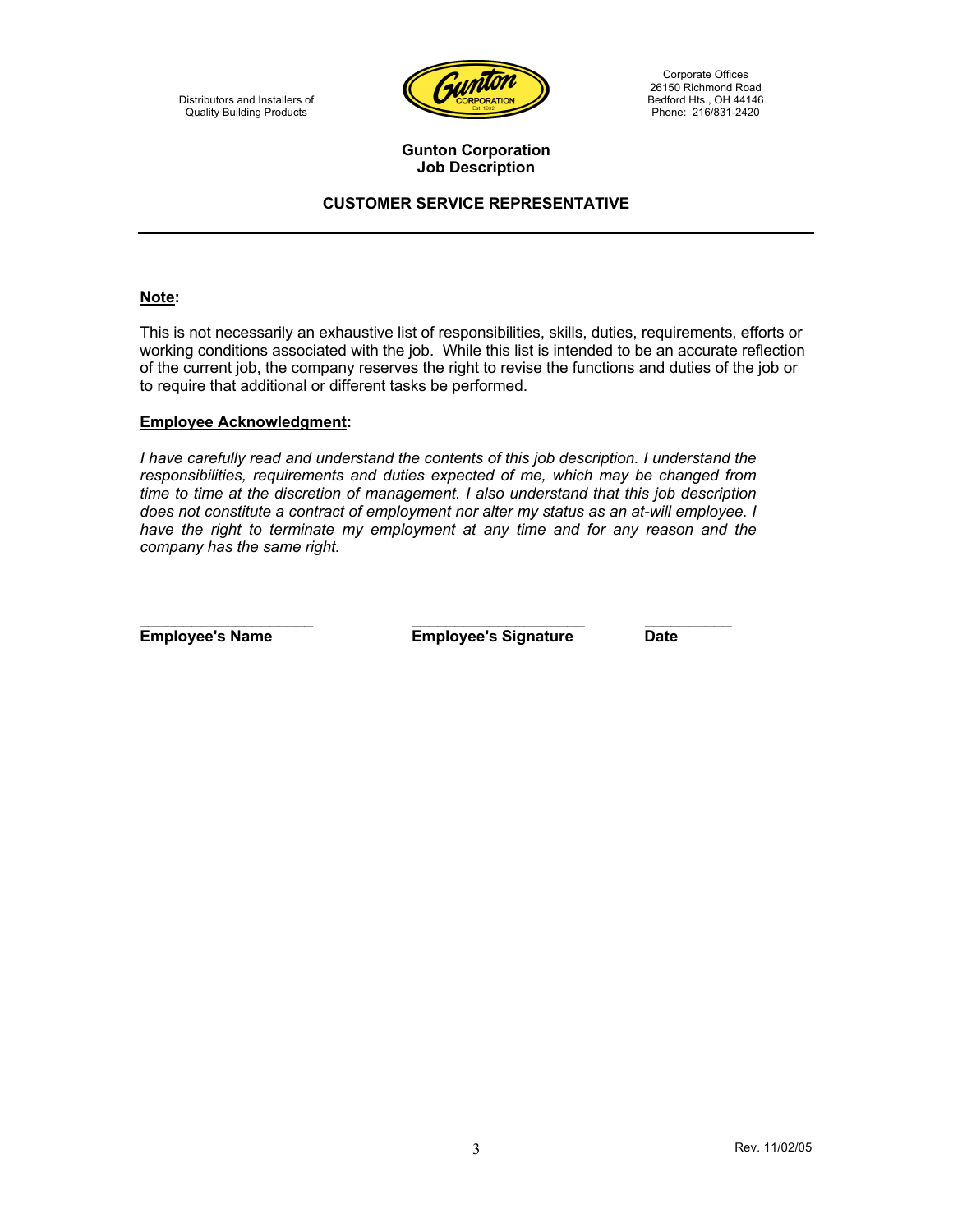Distributors and Installers of
Quality Building Products

Corporate Offices
26150 Richmond Road
Bedford Hts., OH 44146
Phone: 216/831-2420

**Gunton Corporation**
**Job Description**

**CUSTOMER SERVICE REPRESENTATIVE**

---

**Note:**

This is not necessarily an exhaustive list of responsibilities, skills, duties, requirements, efforts or working conditions associated with the job. While this list is intended to be an accurate reflection of the current job, the company reserves the right to revise the functions and duties of the job or to require that additional or different tasks be performed.

**Employee Acknowledgment:**

*I have carefully read and understand the contents of this job description. I understand the responsibilities, requirements and duties expected of me, which may be changed from time to time at the discretion of management. I also understand that this job description does not constitute a contract of employment nor alter my status as an at-will employee. I have the right to terminate my employment at any time and for any reason and the company has the same right.*

| | | |
|---|---|---|
| ____________________ | ____________________ | __________ |
| **Employee's Name** | **Employee's Signature** | **Date** |

Rev. 11/02/05